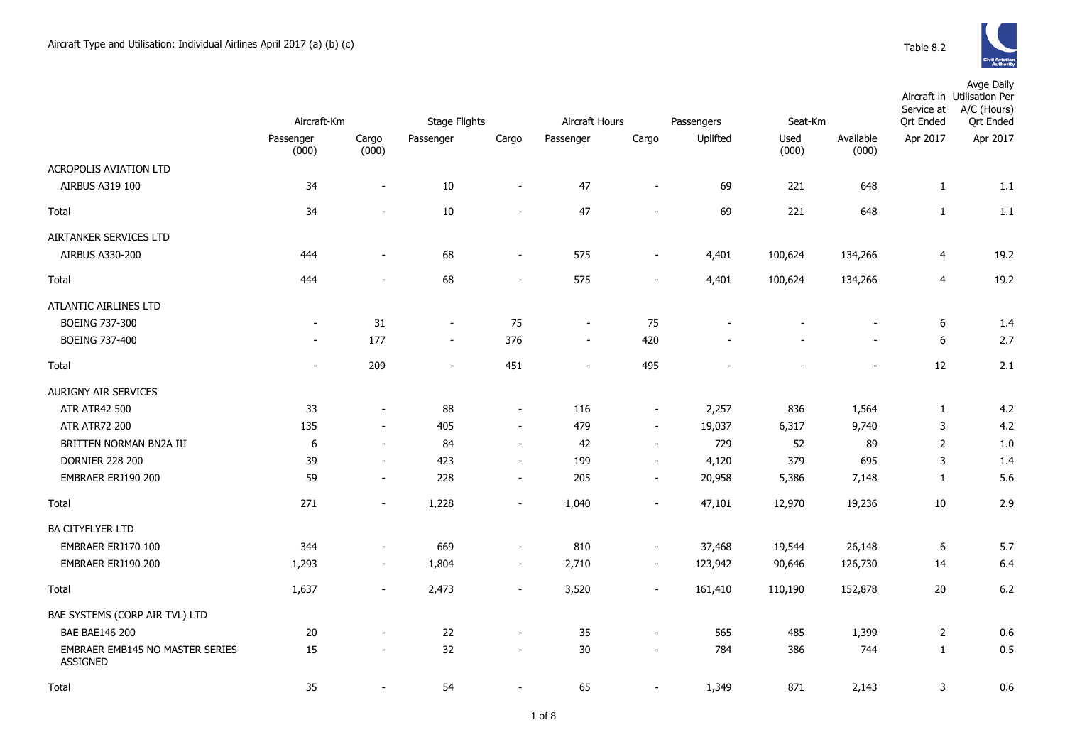Aircraft Type and Utilisation: Individual Airlines April 2017 (a) (b) (c)

Table 8.2

| | Aircraft-Km | | Stage Flights | | Aircraft Hours | | Passengers | Seat-Km | | Aircraft in Service at Qrt Ended | Avge Daily Utilisation Per A/C (Hours) Qrt Ended |
|---|---|---|---|---|---|---|---|---|---|---|---|
| | Passenger (000) | Cargo (000) | Passenger | Cargo | Passenger | Cargo | Uplifted | Used (000) | Available (000) | Apr 2017 | Apr 2017 |
| ACROPOLIS AVIATION LTD | | | | | | | | | | | |
| AIRBUS A319 100 | 34 | - | 10 | - | 47 | - | 69 | 221 | 648 | 1 | 1.1 |
| Total | 34 | - | 10 | - | 47 | - | 69 | 221 | 648 | 1 | 1.1 |
| AIRTANKER SERVICES LTD | | | | | | | | | | | |
| AIRBUS A330-200 | 444 | - | 68 | - | 575 | - | 4,401 | 100,624 | 134,266 | 4 | 19.2 |
| Total | 444 | - | 68 | - | 575 | - | 4,401 | 100,624 | 134,266 | 4 | 19.2 |
| ATLANTIC AIRLINES LTD | | | | | | | | | | | |
| BOEING 737-300 | - | 31 | - | 75 | - | 75 | - | - | - | 6 | 1.4 |
| BOEING 737-400 | - | 177 | - | 376 | - | 420 | - | - | - | 6 | 2.7 |
| Total | - | 209 | - | 451 | - | 495 | - | - | - | 12 | 2.1 |
| AURIGNY AIR SERVICES | | | | | | | | | | | |
| ATR ATR42 500 | 33 | - | 88 | - | 116 | - | 2,257 | 836 | 1,564 | 1 | 4.2 |
| ATR ATR72 200 | 135 | - | 405 | - | 479 | - | 19,037 | 6,317 | 9,740 | 3 | 4.2 |
| BRITTEN NORMAN BN2A III | 6 | - | 84 | - | 42 | - | 729 | 52 | 89 | 2 | 1.0 |
| DORNIER 228 200 | 39 | - | 423 | - | 199 | - | 4,120 | 379 | 695 | 3 | 1.4 |
| EMBRAER ERJ190 200 | 59 | - | 228 | - | 205 | - | 20,958 | 5,386 | 7,148 | 1 | 5.6 |
| Total | 271 | - | 1,228 | - | 1,040 | - | 47,101 | 12,970 | 19,236 | 10 | 2.9 |
| BA CITYFLYER LTD | | | | | | | | | | | |
| EMBRAER ERJ170 100 | 344 | - | 669 | - | 810 | - | 37,468 | 19,544 | 26,148 | 6 | 5.7 |
| EMBRAER ERJ190 200 | 1,293 | - | 1,804 | - | 2,710 | - | 123,942 | 90,646 | 126,730 | 14 | 6.4 |
| Total | 1,637 | - | 2,473 | - | 3,520 | - | 161,410 | 110,190 | 152,878 | 20 | 6.2 |
| BAE SYSTEMS (CORP AIR TVL) LTD | | | | | | | | | | | |
| BAE BAE146 200 | 20 | - | 22 | - | 35 | - | 565 | 485 | 1,399 | 2 | 0.6 |
| EMBRAER EMB145 NO MASTER SERIES ASSIGNED | 15 | - | 32 | - | 30 | - | 784 | 386 | 744 | 1 | 0.5 |
| Total | 35 | - | 54 | - | 65 | - | 1,349 | 871 | 2,143 | 3 | 0.6 |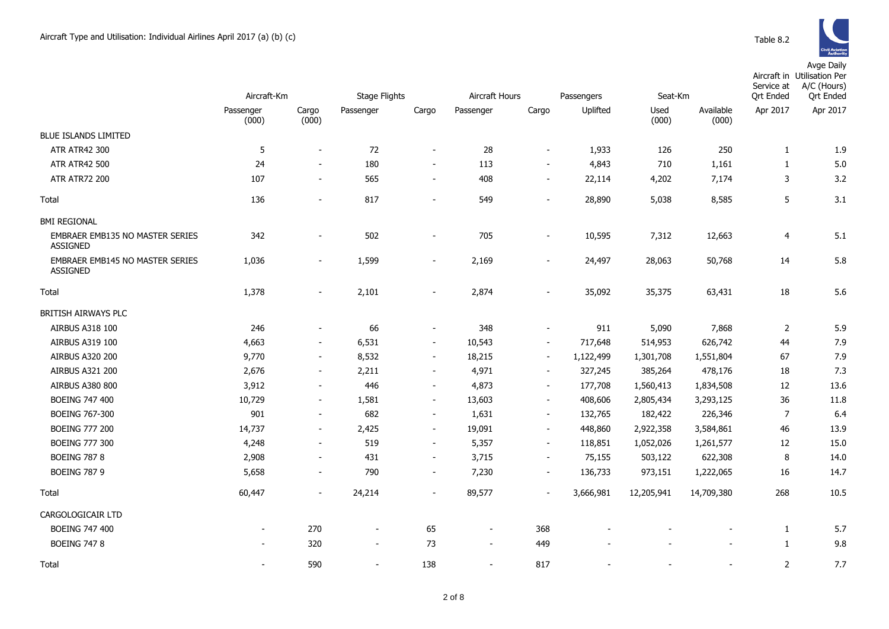Aircraft Type and Utilisation: Individual Airlines April 2017 (a) (b) (c)

Table 8.2

| | Aircraft-Km | | Stage Flights | | Aircraft Hours | | Passengers | Seat-Km | | Aircraft in Service at Qrt Ended | Avge Daily Utilisation Per A/C (Hours) Qrt Ended |
|---|---|---|---|---|---|---|---|---|---|---|---|
| | Passenger (000) | Cargo (000) | Passenger | Cargo | Passenger | Cargo | Uplifted | Used (000) | Available (000) | Apr 2017 | Apr 2017 |
| BLUE ISLANDS LIMITED | | | | | | | | | | | |
| ATR ATR42 300 | 5 | - | 72 | - | 28 | - | 1,933 | 126 | 250 | 1 | 1.9 |
| ATR ATR42 500 | 24 | - | 180 | - | 113 | - | 4,843 | 710 | 1,161 | 1 | 5.0 |
| ATR ATR72 200 | 107 | - | 565 | - | 408 | - | 22,114 | 4,202 | 7,174 | 3 | 3.2 |
| Total | 136 | - | 817 | - | 549 | - | 28,890 | 5,038 | 8,585 | 5 | 3.1 |
| BMI REGIONAL | | | | | | | | | | | |
| EMBRAER EMB135 NO MASTER SERIES ASSIGNED | 342 | - | 502 | - | 705 | - | 10,595 | 7,312 | 12,663 | 4 | 5.1 |
| EMBRAER EMB145 NO MASTER SERIES ASSIGNED | 1,036 | - | 1,599 | - | 2,169 | - | 24,497 | 28,063 | 50,768 | 14 | 5.8 |
| Total | 1,378 | - | 2,101 | - | 2,874 | - | 35,092 | 35,375 | 63,431 | 18 | 5.6 |
| BRITISH AIRWAYS PLC | | | | | | | | | | | |
| AIRBUS A318 100 | 246 | - | 66 | - | 348 | - | 911 | 5,090 | 7,868 | 2 | 5.9 |
| AIRBUS A319 100 | 4,663 | - | 6,531 | - | 10,543 | - | 717,648 | 514,953 | 626,742 | 44 | 7.9 |
| AIRBUS A320 200 | 9,770 | - | 8,532 | - | 18,215 | - | 1,122,499 | 1,301,708 | 1,551,804 | 67 | 7.9 |
| AIRBUS A321 200 | 2,676 | - | 2,211 | - | 4,971 | - | 327,245 | 385,264 | 478,176 | 18 | 7.3 |
| AIRBUS A380 800 | 3,912 | - | 446 | - | 4,873 | - | 177,708 | 1,560,413 | 1,834,508 | 12 | 13.6 |
| BOEING 747 400 | 10,729 | - | 1,581 | - | 13,603 | - | 408,606 | 2,805,434 | 3,293,125 | 36 | 11.8 |
| BOEING 767-300 | 901 | - | 682 | - | 1,631 | - | 132,765 | 182,422 | 226,346 | 7 | 6.4 |
| BOEING 777 200 | 14,737 | - | 2,425 | - | 19,091 | - | 448,860 | 2,922,358 | 3,584,861 | 46 | 13.9 |
| BOEING 777 300 | 4,248 | - | 519 | - | 5,357 | - | 118,851 | 1,052,026 | 1,261,577 | 12 | 15.0 |
| BOEING 787 8 | 2,908 | - | 431 | - | 3,715 | - | 75,155 | 503,122 | 622,308 | 8 | 14.0 |
| BOEING 787 9 | 5,658 | - | 790 | - | 7,230 | - | 136,733 | 973,151 | 1,222,065 | 16 | 14.7 |
| Total | 60,447 | - | 24,214 | - | 89,577 | - | 3,666,981 | 12,205,941 | 14,709,380 | 268 | 10.5 |
| CARGOLOGICAIR LTD | | | | | | | | | | | |
| BOEING 747 400 | - | 270 | - | 65 | - | 368 | - | - | - | 1 | 5.7 |
| BOEING 747 8 | - | 320 | - | 73 | - | 449 | - | - | - | 1 | 9.8 |
| Total | - | 590 | - | 138 | - | 817 | - | - | - | 2 | 7.7 |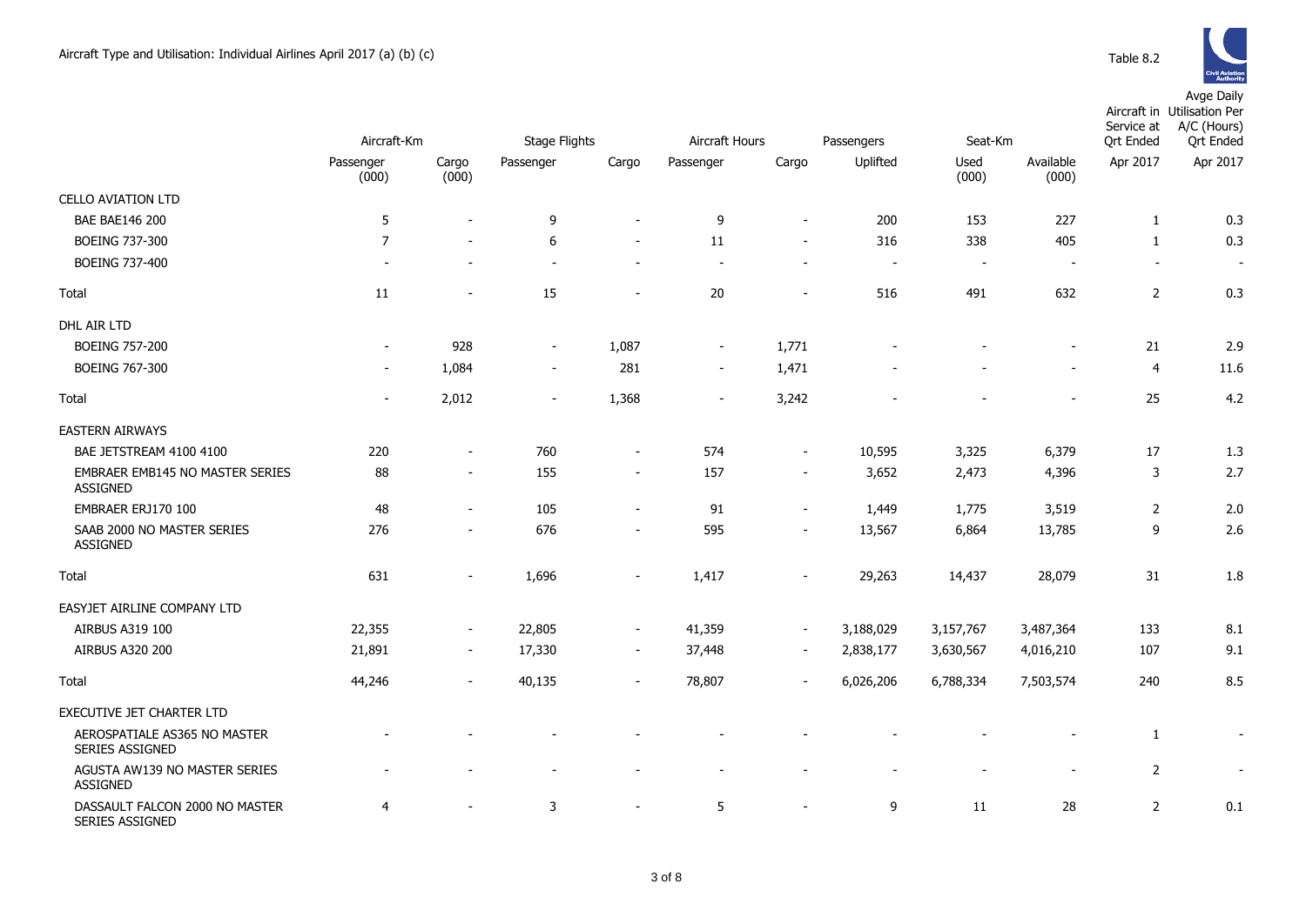Aircraft Type and Utilisation: Individual Airlines April 2017 (a) (b) (c)

Table 8.2

| | Aircraft-Km | | Stage Flights | | Aircraft Hours | | Passengers | Seat-Km | | Aircraft in Service at Qrt Ended | Avge Daily Utilisation Per A/C (Hours) Qrt Ended |
|---|---|---|---|---|---|---|---|---|---|---|---|
| | Passenger (000) | Cargo (000) | Passenger | Cargo | Passenger | Cargo | Uplifted | Used (000) | Available (000) | Apr 2017 | Apr 2017 |
| CELLO AVIATION LTD | | | | | | | | | | | |
| BAE BAE146 200 | 5 | - | 9 | - | 9 | - | 200 | 153 | 227 | 1 | 0.3 |
| BOEING 737-300 | 7 | - | 6 | - | 11 | - | 316 | 338 | 405 | 1 | 0.3 |
| BOEING 737-400 | - | - | - | - | - | - | - | - | - | - | - |
| Total | 11 | - | 15 | - | 20 | - | 516 | 491 | 632 | 2 | 0.3 |
| DHL AIR LTD | | | | | | | | | | | |
| BOEING 757-200 | - | 928 | - | 1,087 | - | 1,771 | - | - | - | 21 | 2.9 |
| BOEING 767-300 | - | 1,084 | - | 281 | - | 1,471 | - | - | - | 4 | 11.6 |
| Total | - | 2,012 | - | 1,368 | - | 3,242 | - | - | - | 25 | 4.2 |
| EASTERN AIRWAYS | | | | | | | | | | | |
| BAE JETSTREAM 4100 4100 | 220 | - | 760 | - | 574 | - | 10,595 | 3,325 | 6,379 | 17 | 1.3 |
| EMBRAER EMB145 NO MASTER SERIES ASSIGNED | 88 | - | 155 | - | 157 | - | 3,652 | 2,473 | 4,396 | 3 | 2.7 |
| EMBRAER ERJ170 100 | 48 | - | 105 | - | 91 | - | 1,449 | 1,775 | 3,519 | 2 | 2.0 |
| SAAB 2000 NO MASTER SERIES ASSIGNED | 276 | - | 676 | - | 595 | - | 13,567 | 6,864 | 13,785 | 9 | 2.6 |
| Total | 631 | - | 1,696 | - | 1,417 | - | 29,263 | 14,437 | 28,079 | 31 | 1.8 |
| EASYJET AIRLINE COMPANY LTD | | | | | | | | | | | |
| AIRBUS A319 100 | 22,355 | - | 22,805 | - | 41,359 | - | 3,188,029 | 3,157,767 | 3,487,364 | 133 | 8.1 |
| AIRBUS A320 200 | 21,891 | - | 17,330 | - | 37,448 | - | 2,838,177 | 3,630,567 | 4,016,210 | 107 | 9.1 |
| Total | 44,246 | - | 40,135 | - | 78,807 | - | 6,026,206 | 6,788,334 | 7,503,574 | 240 | 8.5 |
| EXECUTIVE JET CHARTER LTD | | | | | | | | | | | |
| AEROSPATIALE AS365 NO MASTER SERIES ASSIGNED | - | - | - | - | - | - | - | - | - | 1 | - |
| AGUSTA AW139 NO MASTER SERIES ASSIGNED | - | - | - | - | - | - | - | - | - | 2 | - |
| DASSAULT FALCON 2000 NO MASTER SERIES ASSIGNED | 4 | - | 3 | - | 5 | - | 9 | 11 | 28 | 2 | 0.1 |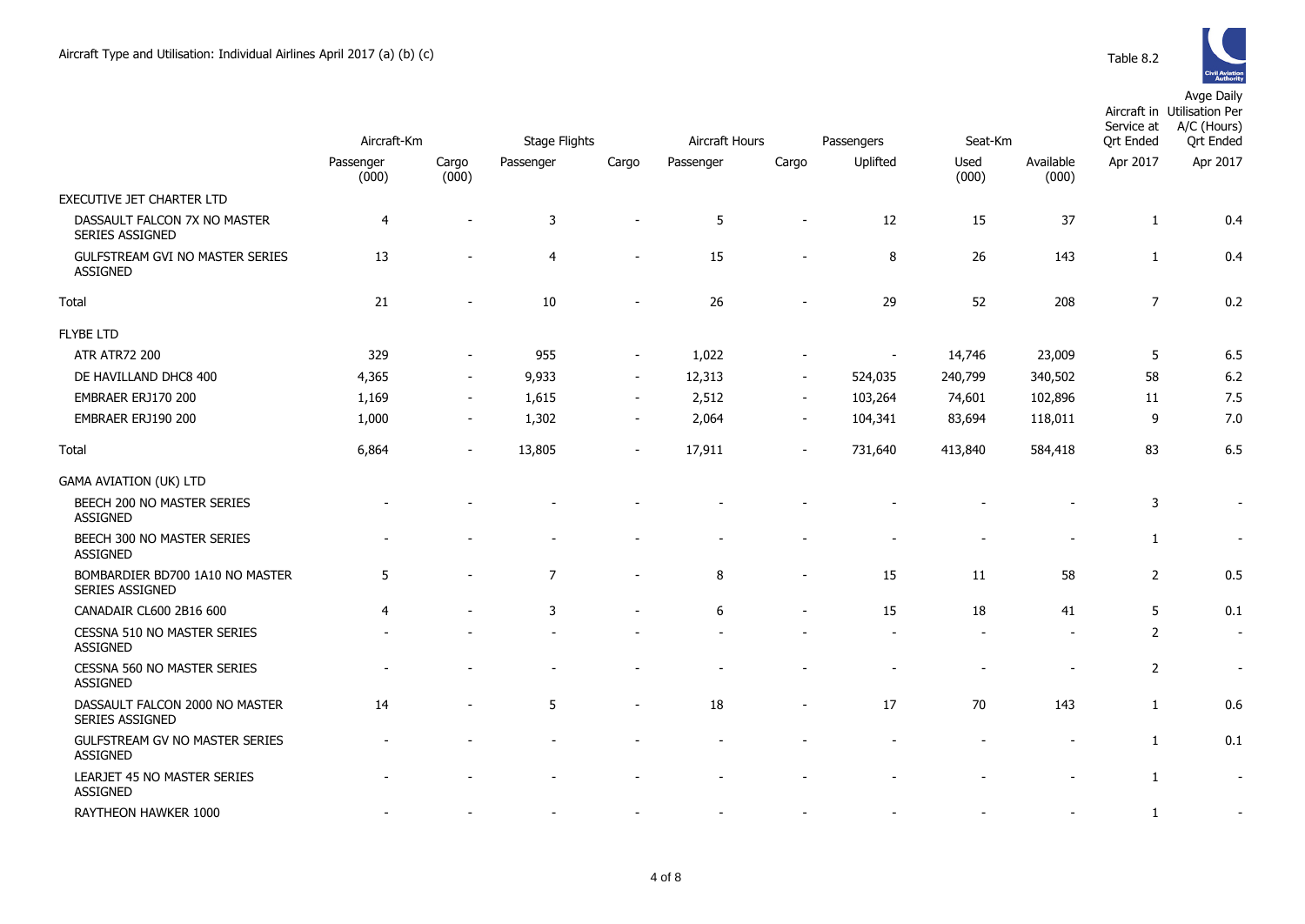Aircraft Type and Utilisation: Individual Airlines April 2017 (a) (b) (c)

Table 8.2

| | Aircraft-Km | | Stage Flights | | Aircraft Hours | | Passengers | Seat-Km | | Aircraft in Service at Qrt Ended | Avge Daily Utilisation Per A/C (Hours) Qrt Ended |
|---|---|---|---|---|---|---|---|---|---|---|---|
| | Passenger (000) | Cargo (000) | Passenger | Cargo | Passenger | Cargo | Uplifted | Used (000) | Available (000) | Apr 2017 | Apr 2017 |
| EXECUTIVE JET CHARTER LTD | | | | | | | | | | | |
| DASSAULT FALCON 7X NO MASTER SERIES ASSIGNED | 4 | - | 3 | - | 5 | - | 12 | 15 | 37 | 1 | 0.4 |
| GULFSTREAM GVI NO MASTER SERIES ASSIGNED | 13 | - | 4 | - | 15 | - | 8 | 26 | 143 | 1 | 0.4 |
| Total | 21 | - | 10 | - | 26 | - | 29 | 52 | 208 | 7 | 0.2 |
| FLYBE LTD | | | | | | | | | | | |
| ATR ATR72 200 | 329 | - | 955 | - | 1,022 | - | - | 14,746 | 23,009 | 5 | 6.5 |
| DE HAVILLAND DHC8 400 | 4,365 | - | 9,933 | - | 12,313 | - | 524,035 | 240,799 | 340,502 | 58 | 6.2 |
| EMBRAER ERJ170 200 | 1,169 | - | 1,615 | - | 2,512 | - | 103,264 | 74,601 | 102,896 | 11 | 7.5 |
| EMBRAER ERJ190 200 | 1,000 | - | 1,302 | - | 2,064 | - | 104,341 | 83,694 | 118,011 | 9 | 7.0 |
| Total | 6,864 | - | 13,805 | - | 17,911 | - | 731,640 | 413,840 | 584,418 | 83 | 6.5 |
| GAMA AVIATION (UK) LTD | | | | | | | | | | | |
| BEECH 200 NO MASTER SERIES ASSIGNED | - | - | - | - | - | - | - | - | - | 3 | - |
| BEECH 300 NO MASTER SERIES ASSIGNED | - | - | - | - | - | - | - | - | - | 1 | - |
| BOMBARDIER BD700 1A10 NO MASTER SERIES ASSIGNED | 5 | - | 7 | - | 8 | - | 15 | 11 | 58 | 2 | 0.5 |
| CANADAIR CL600 2B16 600 | 4 | - | 3 | - | 6 | - | 15 | 18 | 41 | 5 | 0.1 |
| CESSNA 510 NO MASTER SERIES ASSIGNED | - | - | - | - | - | - | - | - | - | 2 | - |
| CESSNA 560 NO MASTER SERIES ASSIGNED | - | - | - | - | - | - | - | - | - | 2 | - |
| DASSAULT FALCON 2000 NO MASTER SERIES ASSIGNED | 14 | - | 5 | - | 18 | - | 17 | 70 | 143 | 1 | 0.6 |
| GULFSTREAM GV NO MASTER SERIES ASSIGNED | - | - | - | - | - | - | - | - | - | 1 | 0.1 |
| LEARJET 45 NO MASTER SERIES ASSIGNED | - | - | - | - | - | - | - | - | - | 1 | - |
| RAYTHEON HAWKER 1000 | - | - | - | - | - | - | - | - | - | 1 | - |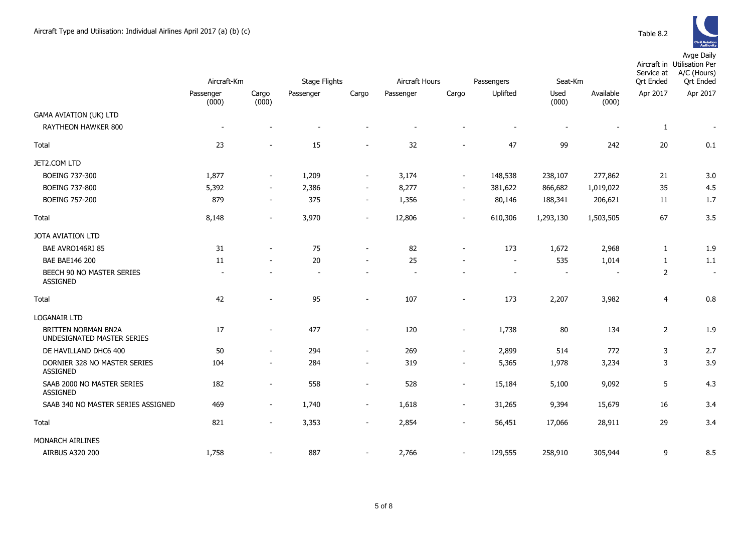Aircraft Type and Utilisation: Individual Airlines April 2017 (a) (b) (c)

Table 8.2

| | Aircraft-Km | | Stage Flights | | Aircraft Hours | | Passengers | Seat-Km | | Aircraft in Service at Qrt Ended | Avge Daily Utilisation Per A/C (Hours) Qrt Ended |
|---|---|---|---|---|---|---|---|---|---|---|---|
| | Passenger (000) | Cargo (000) | Passenger | Cargo | Passenger | Cargo | Uplifted | Used (000) | Available (000) | Apr 2017 | Apr 2017 |
| GAMA AVIATION (UK) LTD | | | | | | | | | | | |
| RAYTHEON HAWKER 800 | - | - | - | - | - | - | - | - | - | 1 | - |
| Total | 23 | - | 15 | - | 32 | - | 47 | 99 | 242 | 20 | 0.1 |
| JET2.COM LTD | | | | | | | | | | | |
| BOEING 737-300 | 1,877 | - | 1,209 | - | 3,174 | - | 148,538 | 238,107 | 277,862 | 21 | 3.0 |
| BOEING 737-800 | 5,392 | - | 2,386 | - | 8,277 | - | 381,622 | 866,682 | 1,019,022 | 35 | 4.5 |
| BOEING 757-200 | 879 | - | 375 | - | 1,356 | - | 80,146 | 188,341 | 206,621 | 11 | 1.7 |
| Total | 8,148 | - | 3,970 | - | 12,806 | - | 610,306 | 1,293,130 | 1,503,505 | 67 | 3.5 |
| JOTA AVIATION LTD | | | | | | | | | | | |
| BAE AVRO146RJ 85 | 31 | - | 75 | - | 82 | - | 173 | 1,672 | 2,968 | 1 | 1.9 |
| BAE BAE146 200 | 11 | - | 20 | - | 25 | - | - | 535 | 1,014 | 1 | 1.1 |
| BEECH 90 NO MASTER SERIES ASSIGNED | - | - | - | - | - | - | - | - | - | 2 | - |
| Total | 42 | - | 95 | - | 107 | - | 173 | 2,207 | 3,982 | 4 | 0.8 |
| LOGANAIR LTD | | | | | | | | | | | |
| BRITTEN NORMAN BN2A UNDESIGNATED MASTER SERIES | 17 | - | 477 | - | 120 | - | 1,738 | 80 | 134 | 2 | 1.9 |
| DE HAVILLAND DHC6 400 | 50 | - | 294 | - | 269 | - | 2,899 | 514 | 772 | 3 | 2.7 |
| DORNIER 328 NO MASTER SERIES ASSIGNED | 104 | - | 284 | - | 319 | - | 5,365 | 1,978 | 3,234 | 3 | 3.9 |
| SAAB 2000 NO MASTER SERIES ASSIGNED | 182 | - | 558 | - | 528 | - | 15,184 | 5,100 | 9,092 | 5 | 4.3 |
| SAAB 340 NO MASTER SERIES ASSIGNED | 469 | - | 1,740 | - | 1,618 | - | 31,265 | 9,394 | 15,679 | 16 | 3.4 |
| Total | 821 | - | 3,353 | - | 2,854 | - | 56,451 | 17,066 | 28,911 | 29 | 3.4 |
| MONARCH AIRLINES | | | | | | | | | | | |
| AIRBUS A320 200 | 1,758 | - | 887 | - | 2,766 | - | 129,555 | 258,910 | 305,944 | 9 | 8.5 |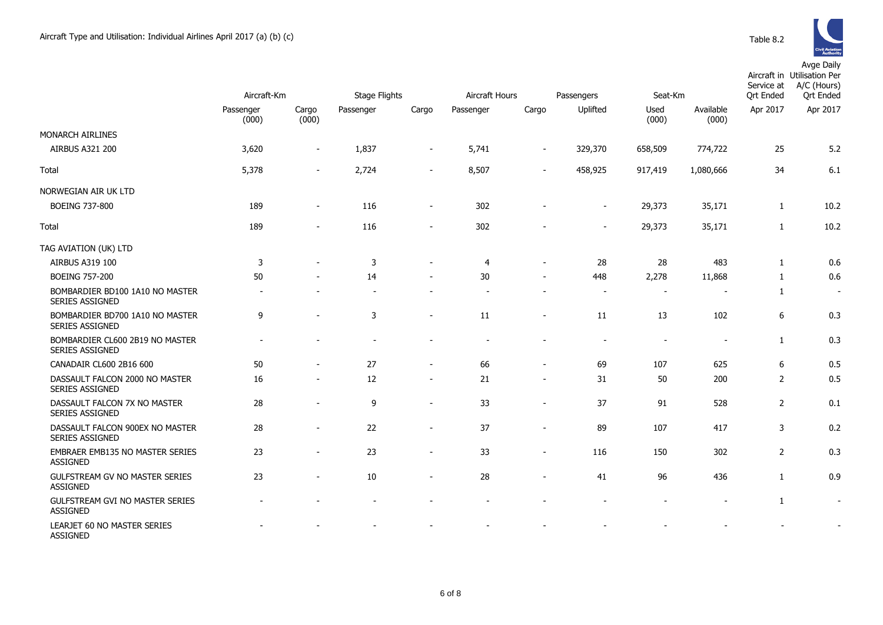Aircraft Type and Utilisation: Individual Airlines April 2017 (a) (b) (c)

Table 8.2

| | Aircraft-Km | | Stage Flights | | Aircraft Hours | | Passengers | Seat-Km | | Aircraft in Service at Qrt Ended | Avge Daily Utilisation Per A/C (Hours) Qrt Ended |
|---|---|---|---|---|---|---|---|---|---|---|---|
| | Passenger (000) | Cargo (000) | Passenger | Cargo | Passenger | Cargo | Uplifted | Used (000) | Available (000) | Apr 2017 | Apr 2017 |
| MONARCH AIRLINES | | | | | | | | | | | |
| AIRBUS A321 200 | 3,620 | - | 1,837 | - | 5,741 | - | 329,370 | 658,509 | 774,722 | 25 | 5.2 |
| Total | 5,378 | - | 2,724 | - | 8,507 | - | 458,925 | 917,419 | 1,080,666 | 34 | 6.1 |
| NORWEGIAN AIR UK LTD | | | | | | | | | | | |
| BOEING 737-800 | 189 | - | 116 | - | 302 | - | - | 29,373 | 35,171 | 1 | 10.2 |
| Total | 189 | - | 116 | - | 302 | - | - | 29,373 | 35,171 | 1 | 10.2 |
| TAG AVIATION (UK) LTD | | | | | | | | | | | |
| AIRBUS A319 100 | 3 | - | 3 | - | 4 | - | 28 | 28 | 483 | 1 | 0.6 |
| BOEING 757-200 | 50 | - | 14 | - | 30 | - | 448 | 2,278 | 11,868 | 1 | 0.6 |
| BOMBARDIER BD100 1A10 NO MASTER SERIES ASSIGNED | - | - | - | - | - | - | - | - | - | 1 | - |
| BOMBARDIER BD700 1A10 NO MASTER SERIES ASSIGNED | 9 | - | 3 | - | 11 | - | 11 | 13 | 102 | 6 | 0.3 |
| BOMBARDIER CL600 2B19 NO MASTER SERIES ASSIGNED | - | - | - | - | - | - | - | - | - | 1 | 0.3 |
| CANADAIR CL600 2B16 600 | 50 | - | 27 | - | 66 | - | 69 | 107 | 625 | 6 | 0.5 |
| DASSAULT FALCON 2000 NO MASTER SERIES ASSIGNED | 16 | - | 12 | - | 21 | - | 31 | 50 | 200 | 2 | 0.5 |
| DASSAULT FALCON 7X NO MASTER SERIES ASSIGNED | 28 | - | 9 | - | 33 | - | 37 | 91 | 528 | 2 | 0.1 |
| DASSAULT FALCON 900EX NO MASTER SERIES ASSIGNED | 28 | - | 22 | - | 37 | - | 89 | 107 | 417 | 3 | 0.2 |
| EMBRAER EMB135 NO MASTER SERIES ASSIGNED | 23 | - | 23 | - | 33 | - | 116 | 150 | 302 | 2 | 0.3 |
| GULFSTREAM GV NO MASTER SERIES ASSIGNED | 23 | - | 10 | - | 28 | - | 41 | 96 | 436 | 1 | 0.9 |
| GULFSTREAM GVI NO MASTER SERIES ASSIGNED | - | - | - | - | - | - | - | - | - | 1 | - |
| LEARJET 60 NO MASTER SERIES ASSIGNED | - | - | - | - | - | - | - | - | - | - | - |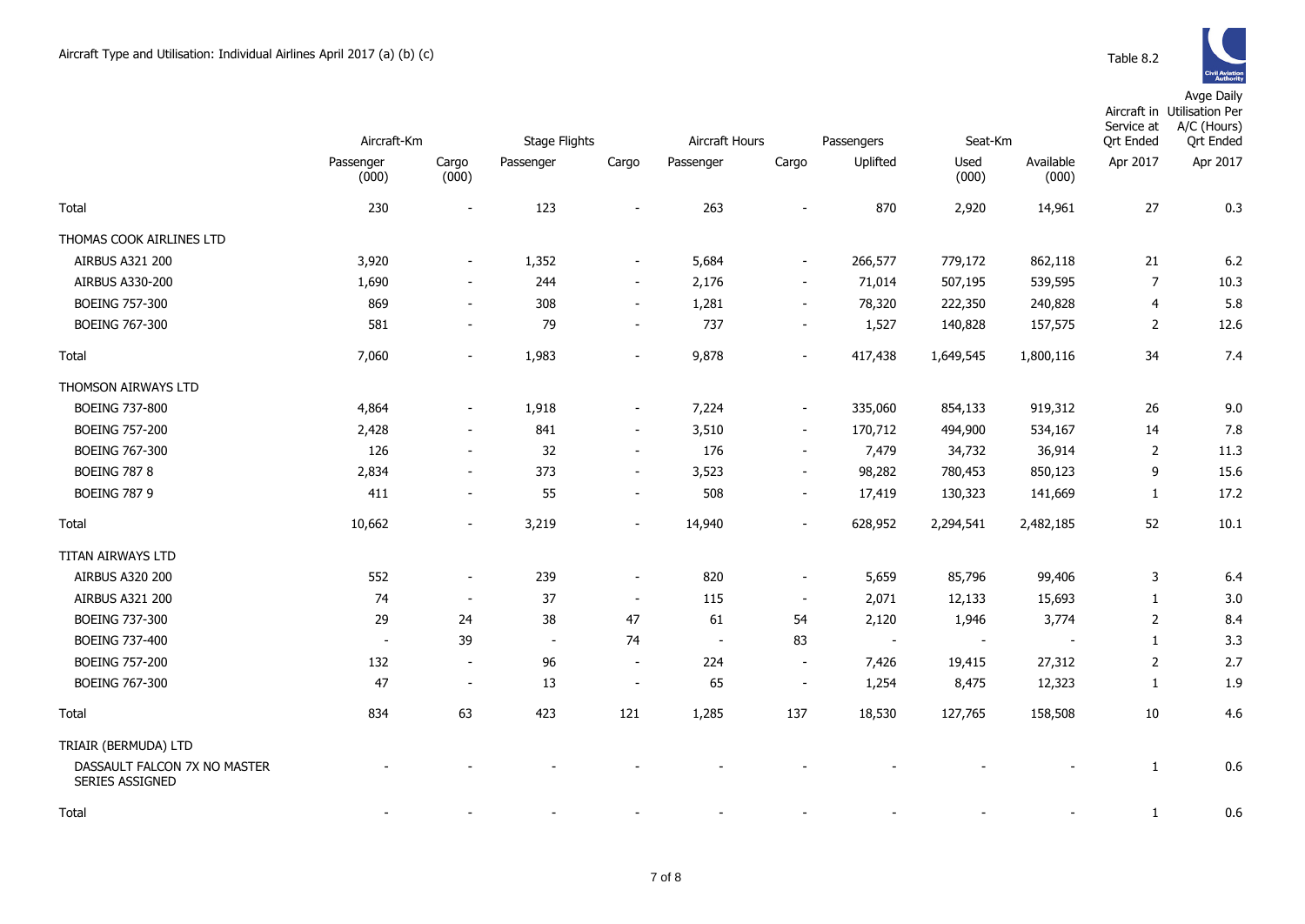Aircraft Type and Utilisation: Individual Airlines April 2017 (a) (b) (c)

Table 8.2

| | Aircraft-Km | | Stage Flights | | Aircraft Hours | | Passengers | Seat-Km | | Aircraft in Service at Qrt Ended | Avge Daily Utilisation Per A/C (Hours) Qrt Ended |
|---|---|---|---|---|---|---|---|---|---|---|---|
| | Passenger (000) | Cargo (000) | Passenger | Cargo | Passenger | Cargo | Uplifted | Used (000) | Available (000) | Apr 2017 | Apr 2017 |
| Total | 230 | - | 123 | - | 263 | - | 870 | 2,920 | 14,961 | 27 | 0.3 |
| THOMAS COOK AIRLINES LTD | | | | | | | | | | | |
| AIRBUS A321 200 | 3,920 | - | 1,352 | - | 5,684 | - | 266,577 | 779,172 | 862,118 | 21 | 6.2 |
| AIRBUS A330-200 | 1,690 | - | 244 | - | 2,176 | - | 71,014 | 507,195 | 539,595 | 7 | 10.3 |
| BOEING 757-300 | 869 | - | 308 | - | 1,281 | - | 78,320 | 222,350 | 240,828 | 4 | 5.8 |
| BOEING 767-300 | 581 | - | 79 | - | 737 | - | 1,527 | 140,828 | 157,575 | 2 | 12.6 |
| Total | 7,060 | - | 1,983 | - | 9,878 | - | 417,438 | 1,649,545 | 1,800,116 | 34 | 7.4 |
| THOMSON AIRWAYS LTD | | | | | | | | | | | |
| BOEING 737-800 | 4,864 | - | 1,918 | - | 7,224 | - | 335,060 | 854,133 | 919,312 | 26 | 9.0 |
| BOEING 757-200 | 2,428 | - | 841 | - | 3,510 | - | 170,712 | 494,900 | 534,167 | 14 | 7.8 |
| BOEING 767-300 | 126 | - | 32 | - | 176 | - | 7,479 | 34,732 | 36,914 | 2 | 11.3 |
| BOEING 787 8 | 2,834 | - | 373 | - | 3,523 | - | 98,282 | 780,453 | 850,123 | 9 | 15.6 |
| BOEING 787 9 | 411 | - | 55 | - | 508 | - | 17,419 | 130,323 | 141,669 | 1 | 17.2 |
| Total | 10,662 | - | 3,219 | - | 14,940 | - | 628,952 | 2,294,541 | 2,482,185 | 52 | 10.1 |
| TITAN AIRWAYS LTD | | | | | | | | | | | |
| AIRBUS A320 200 | 552 | - | 239 | - | 820 | - | 5,659 | 85,796 | 99,406 | 3 | 6.4 |
| AIRBUS A321 200 | 74 | - | 37 | - | 115 | - | 2,071 | 12,133 | 15,693 | 1 | 3.0 |
| BOEING 737-300 | 29 | 24 | 38 | 47 | 61 | 54 | 2,120 | 1,946 | 3,774 | 2 | 8.4 |
| BOEING 737-400 | - | 39 | - | 74 | - | 83 | - | - | - | 1 | 3.3 |
| BOEING 757-200 | 132 | - | 96 | - | 224 | - | 7,426 | 19,415 | 27,312 | 2 | 2.7 |
| BOEING 767-300 | 47 | - | 13 | - | 65 | - | 1,254 | 8,475 | 12,323 | 1 | 1.9 |
| Total | 834 | 63 | 423 | 121 | 1,285 | 137 | 18,530 | 127,765 | 158,508 | 10 | 4.6 |
| TRIAIR (BERMUDA) LTD | | | | | | | | | | | |
| DASSAULT FALCON 7X NO MASTER SERIES ASSIGNED | - | - | - | - | - | - | - | - | - | 1 | 0.6 |
| Total | - | - | - | - | - | - | - | - | - | 1 | 0.6 |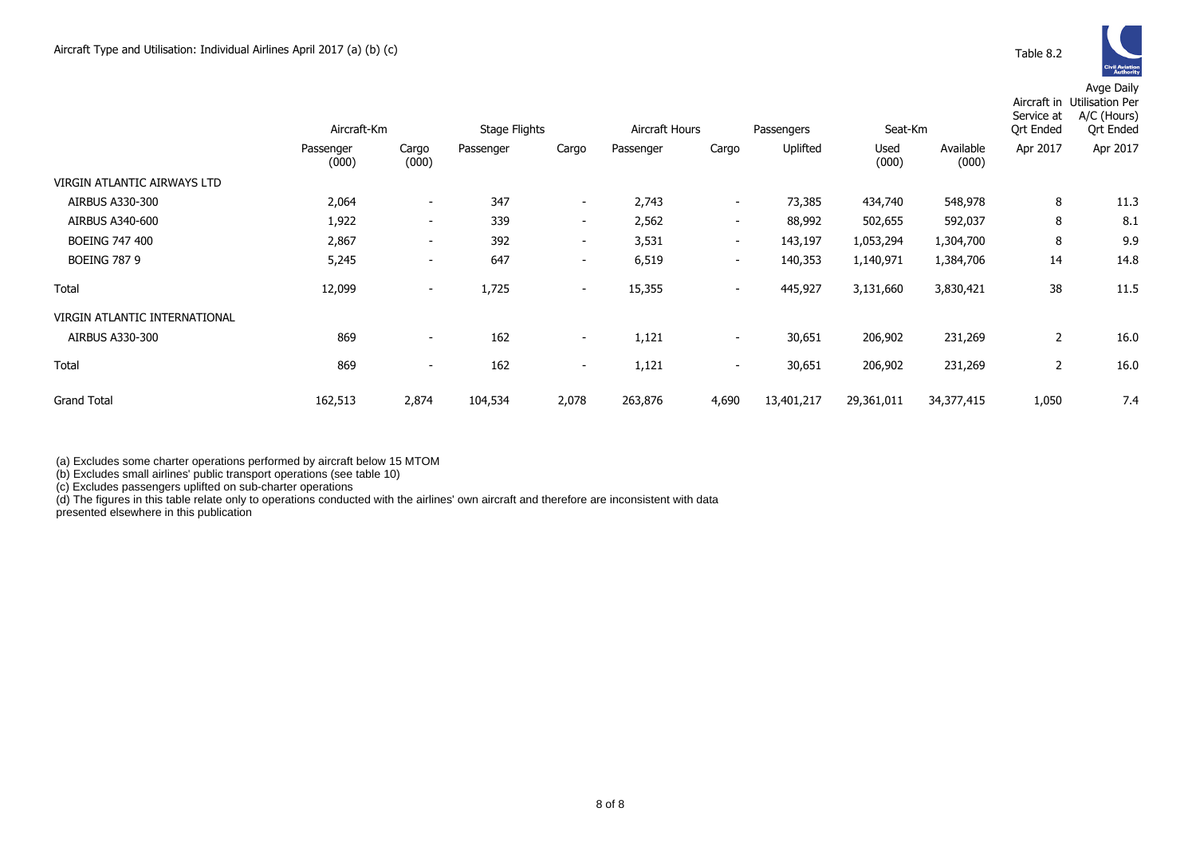Aircraft Type and Utilisation: Individual Airlines April 2017 (a) (b) (c)

Table 8.2

| | Aircraft-Km | | Stage Flights | | Aircraft Hours | | Passengers | Seat-Km | | Aircraft in Service at Qrt Ended | Avge Daily Utilisation Per A/C (Hours) Qrt Ended |
|---|---|---|---|---|---|---|---|---|---|---|---|
| | Passenger (000) | Cargo (000) | Passenger | Cargo | Passenger | Cargo | Uplifted | Used (000) | Available (000) | Apr 2017 | Apr 2017 |
| VIRGIN ATLANTIC AIRWAYS LTD | | | | | | | | | | | |
| AIRBUS A330-300 | 2,064 | - | 347 | - | 2,743 | - | 73,385 | 434,740 | 548,978 | 8 | 11.3 |
| AIRBUS A340-600 | 1,922 | - | 339 | - | 2,562 | - | 88,992 | 502,655 | 592,037 | 8 | 8.1 |
| BOEING 747 400 | 2,867 | - | 392 | - | 3,531 | - | 143,197 | 1,053,294 | 1,304,700 | 8 | 9.9 |
| BOEING 787 9 | 5,245 | - | 647 | - | 6,519 | - | 140,353 | 1,140,971 | 1,384,706 | 14 | 14.8 |
| Total | 12,099 | - | 1,725 | - | 15,355 | - | 445,927 | 3,131,660 | 3,830,421 | 38 | 11.5 |
| VIRGIN ATLANTIC INTERNATIONAL | | | | | | | | | | | |
| AIRBUS A330-300 | 869 | - | 162 | - | 1,121 | - | 30,651 | 206,902 | 231,269 | 2 | 16.0 |
| Total | 869 | - | 162 | - | 1,121 | - | 30,651 | 206,902 | 231,269 | 2 | 16.0 |
| Grand Total | 162,513 | 2,874 | 104,534 | 2,078 | 263,876 | 4,690 | 13,401,217 | 29,361,011 | 34,377,415 | 1,050 | 7.4 |

(a) Excludes some charter operations performed by aircraft below 15 MTOM
(b) Excludes small airlines' public transport operations (see table 10)
(c) Excludes passengers uplifted on sub-charter operations
(d) The figures in this table relate only to operations conducted with the airlines' own aircraft and therefore are inconsistent with data presented elsewhere in this publication